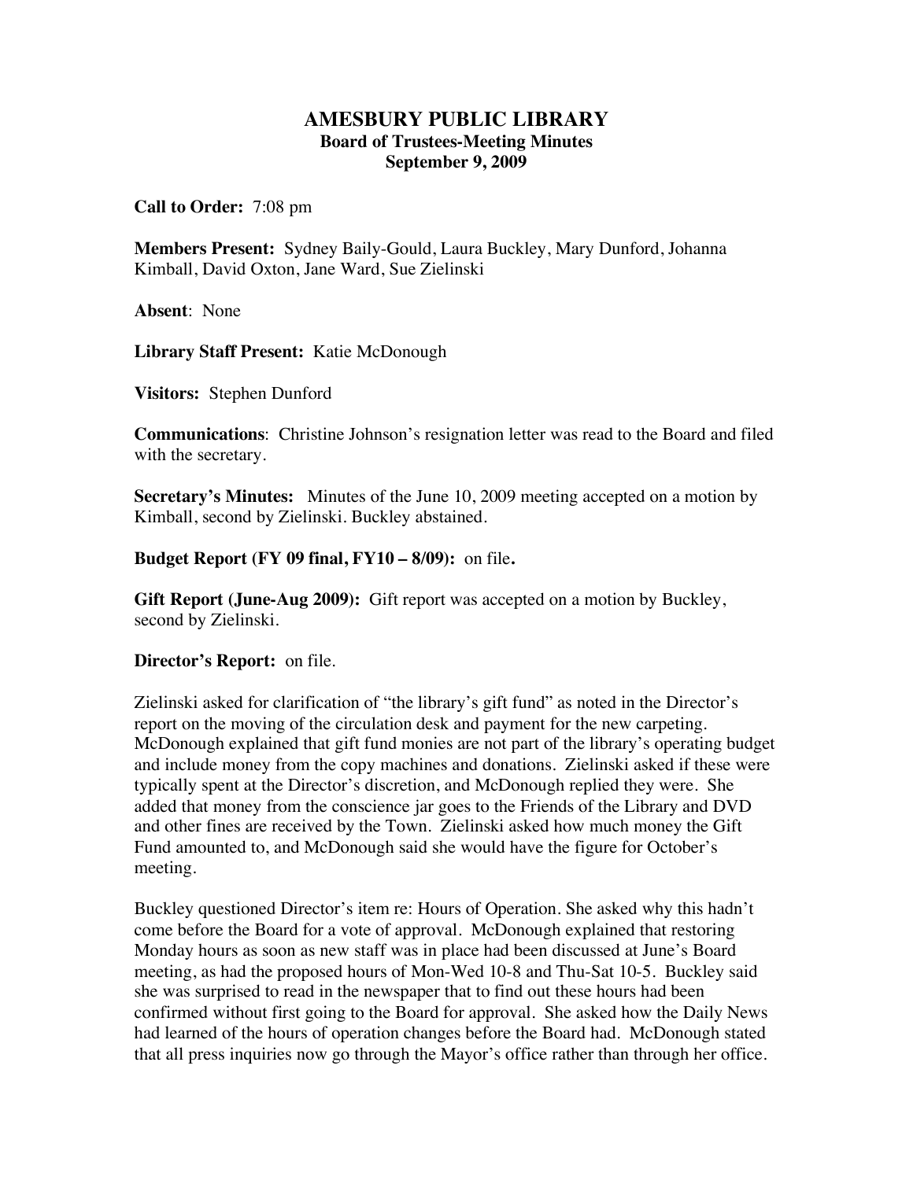# AMESBURY PUBLIC LIBRARY
## Board of Trustees-Meeting Minutes
## September 9, 2009

**Call to Order:** 7:08 pm

**Members Present:** Sydney Baily-Gould, Laura Buckley, Mary Dunford, Johanna Kimball, David Oxton, Jane Ward, Sue Zielinski

**Absent**: None

**Library Staff Present:** Katie McDonough

**Visitors:** Stephen Dunford

**Communications**: Christine Johnson's resignation letter was read to the Board and filed with the secretary.

**Secretary's Minutes:** Minutes of the June 10, 2009 meeting accepted on a motion by Kimball, second by Zielinski. Buckley abstained.

**Budget Report (FY 09 final, FY10 – 8/09):** on file**.**

**Gift Report (June-Aug 2009):** Gift report was accepted on a motion by Buckley, second by Zielinski.

**Director's Report:** on file.

Zielinski asked for clarification of "the library's gift fund" as noted in the Director's report on the moving of the circulation desk and payment for the new carpeting. McDonough explained that gift fund monies are not part of the library's operating budget and include money from the copy machines and donations. Zielinski asked if these were typically spent at the Director's discretion, and McDonough replied they were. She added that money from the conscience jar goes to the Friends of the Library and DVD and other fines are received by the Town. Zielinski asked how much money the Gift Fund amounted to, and McDonough said she would have the figure for October's meeting.

Buckley questioned Director's item re: Hours of Operation. She asked why this hadn't come before the Board for a vote of approval. McDonough explained that restoring Monday hours as soon as new staff was in place had been discussed at June's Board meeting, as had the proposed hours of Mon-Wed 10-8 and Thu-Sat 10-5. Buckley said she was surprised to read in the newspaper that to find out these hours had been confirmed without first going to the Board for approval. She asked how the Daily News had learned of the hours of operation changes before the Board had. McDonough stated that all press inquiries now go through the Mayor's office rather than through her office.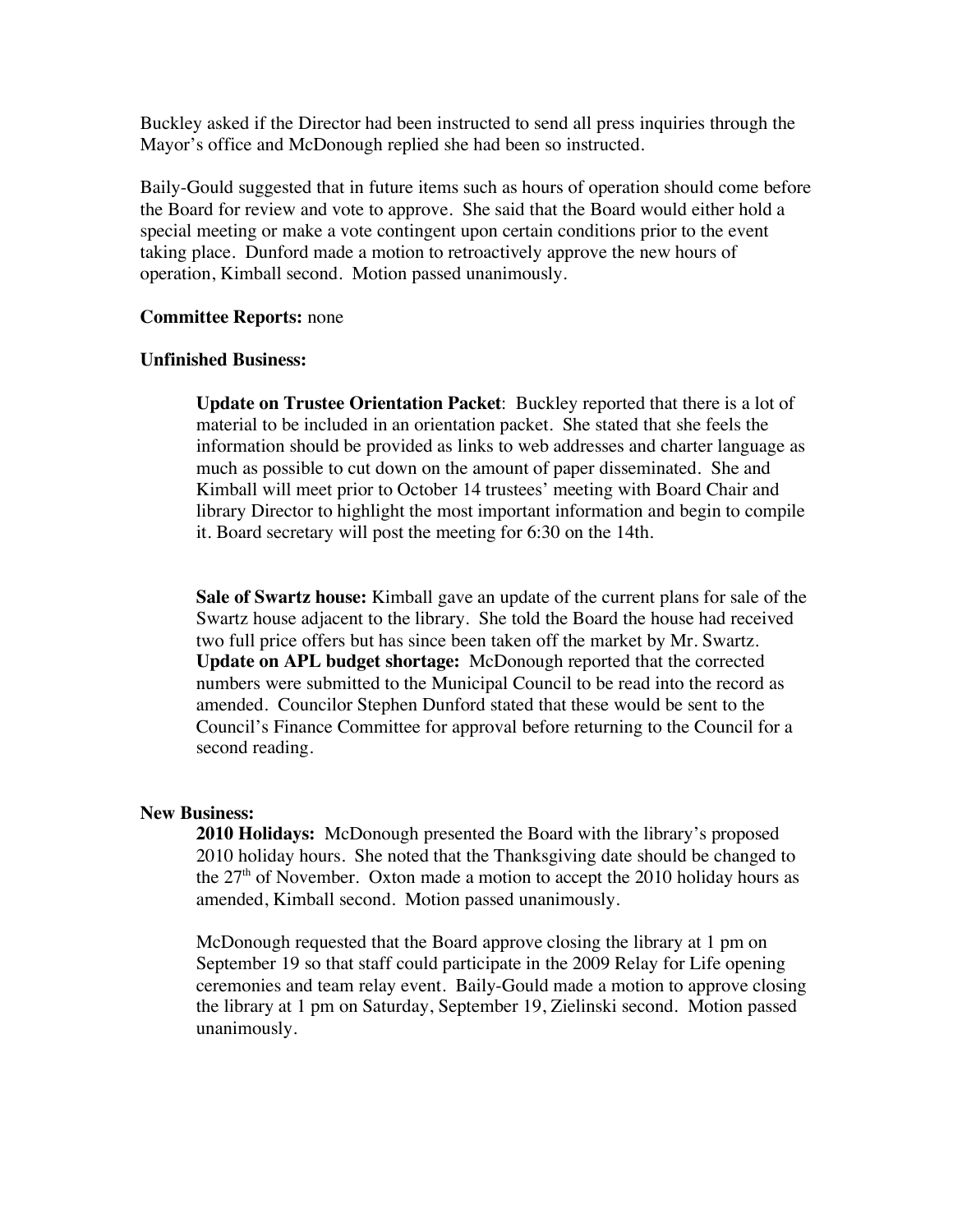Buckley asked if the Director had been instructed to send all press inquiries through the Mayor's office and McDonough replied she had been so instructed.

Baily-Gould suggested that in future items such as hours of operation should come before the Board for review and vote to approve. She said that the Board would either hold a special meeting or make a vote contingent upon certain conditions prior to the event taking place. Dunford made a motion to retroactively approve the new hours of operation, Kimball second. Motion passed unanimously.

**Committee Reports:** none

**Unfinished Business:**

**Update on Trustee Orientation Packet**: Buckley reported that there is a lot of material to be included in an orientation packet. She stated that she feels the information should be provided as links to web addresses and charter language as much as possible to cut down on the amount of paper disseminated. She and Kimball will meet prior to October 14 trustees' meeting with Board Chair and library Director to highlight the most important information and begin to compile it. Board secretary will post the meeting for 6:30 on the 14th.

**Sale of Swartz house:** Kimball gave an update of the current plans for sale of the Swartz house adjacent to the library. She told the Board the house had received two full price offers but has since been taken off the market by Mr. Swartz.
**Update on APL budget shortage:** McDonough reported that the corrected numbers were submitted to the Municipal Council to be read into the record as amended. Councilor Stephen Dunford stated that these would be sent to the Council's Finance Committee for approval before returning to the Council for a second reading.

**New Business:**

**2010 Holidays:** McDonough presented the Board with the library's proposed 2010 holiday hours. She noted that the Thanksgiving date should be changed to the 27th of November. Oxton made a motion to accept the 2010 holiday hours as amended, Kimball second. Motion passed unanimously.

McDonough requested that the Board approve closing the library at 1 pm on September 19 so that staff could participate in the 2009 Relay for Life opening ceremonies and team relay event. Baily-Gould made a motion to approve closing the library at 1 pm on Saturday, September 19, Zielinski second. Motion passed unanimously.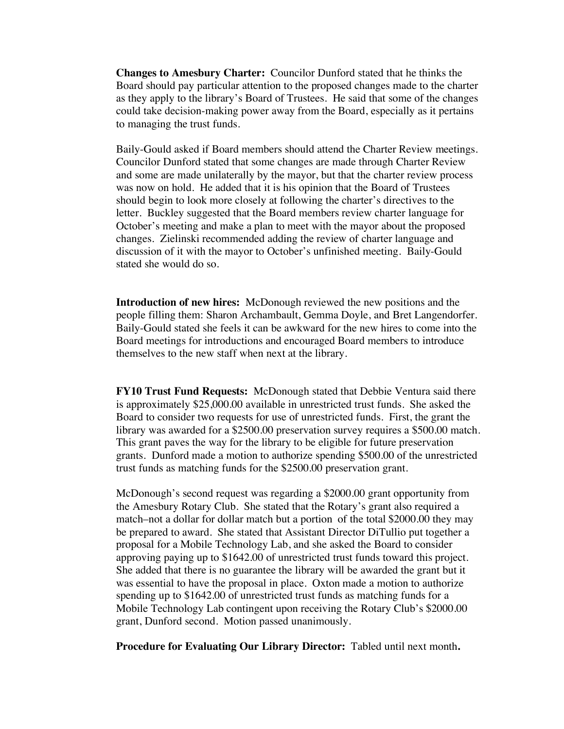**Changes to Amesbury Charter:** Councilor Dunford stated that he thinks the Board should pay particular attention to the proposed changes made to the charter as they apply to the library's Board of Trustees. He said that some of the changes could take decision-making power away from the Board, especially as it pertains to managing the trust funds.

Baily-Gould asked if Board members should attend the Charter Review meetings. Councilor Dunford stated that some changes are made through Charter Review and some are made unilaterally by the mayor, but that the charter review process was now on hold. He added that it is his opinion that the Board of Trustees should begin to look more closely at following the charter's directives to the letter. Buckley suggested that the Board members review charter language for October's meeting and make a plan to meet with the mayor about the proposed changes. Zielinski recommended adding the review of charter language and discussion of it with the mayor to October's unfinished meeting. Baily-Gould stated she would do so.

**Introduction of new hires:** McDonough reviewed the new positions and the people filling them: Sharon Archambault, Gemma Doyle, and Bret Langendorfer. Baily-Gould stated she feels it can be awkward for the new hires to come into the Board meetings for introductions and encouraged Board members to introduce themselves to the new staff when next at the library.

**FY10 Trust Fund Requests:** McDonough stated that Debbie Ventura said there is approximately $25,000.00 available in unrestricted trust funds. She asked the Board to consider two requests for use of unrestricted funds. First, the grant the library was awarded for a $2500.00 preservation survey requires a $500.00 match. This grant paves the way for the library to be eligible for future preservation grants. Dunford made a motion to authorize spending $500.00 of the unrestricted trust funds as matching funds for the $2500.00 preservation grant.

McDonough's second request was regarding a $2000.00 grant opportunity from the Amesbury Rotary Club. She stated that the Rotary's grant also required a match–not a dollar for dollar match but a portion of the total $2000.00 they may be prepared to award. She stated that Assistant Director DiTullio put together a proposal for a Mobile Technology Lab, and she asked the Board to consider approving paying up to $1642.00 of unrestricted trust funds toward this project. She added that there is no guarantee the library will be awarded the grant but it was essential to have the proposal in place. Oxton made a motion to authorize spending up to $1642.00 of unrestricted trust funds as matching funds for a Mobile Technology Lab contingent upon receiving the Rotary Club's $2000.00 grant, Dunford second. Motion passed unanimously.

**Procedure for Evaluating Our Library Director:** Tabled until next month**.**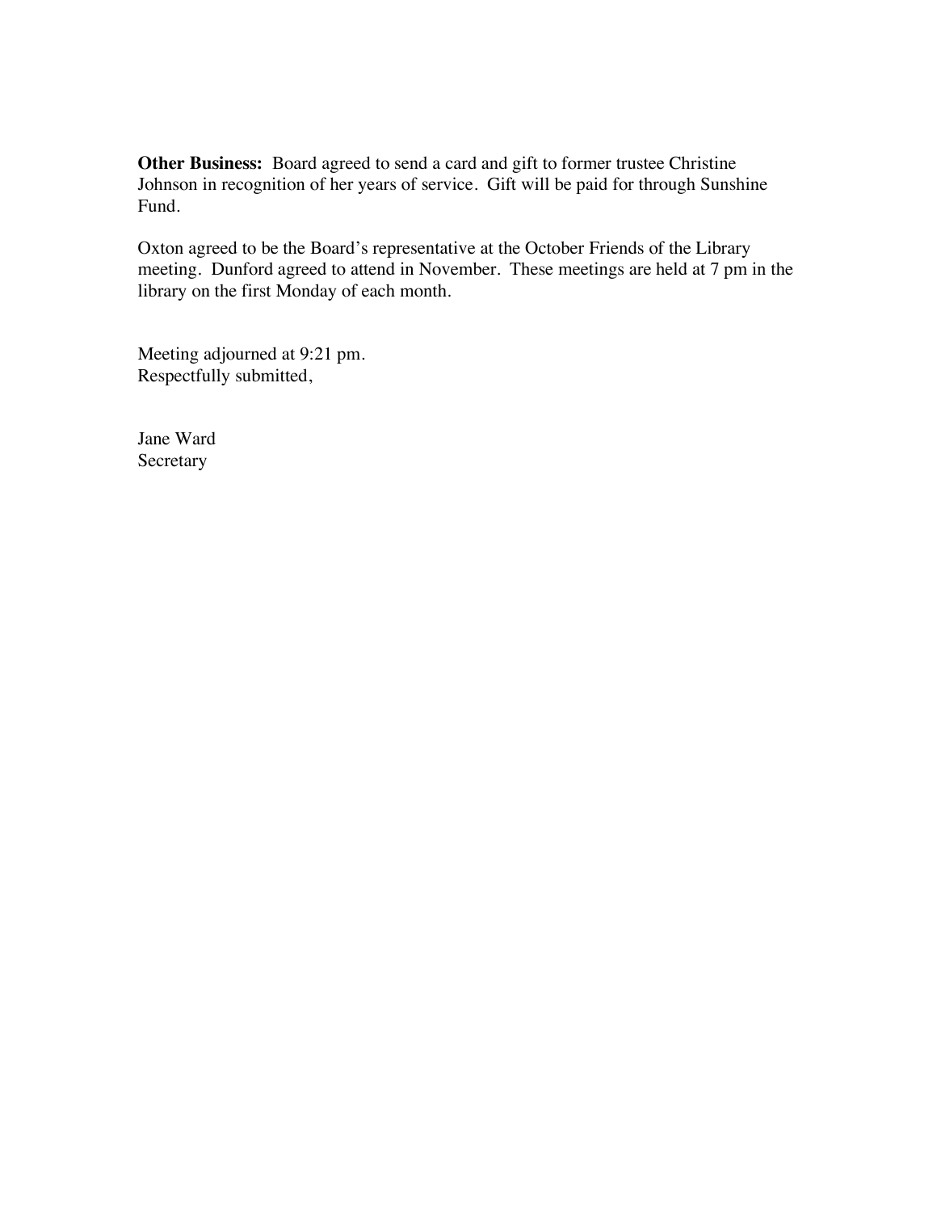**Other Business:** Board agreed to send a card and gift to former trustee Christine Johnson in recognition of her years of service. Gift will be paid for through Sunshine Fund.

Oxton agreed to be the Board's representative at the October Friends of the Library meeting. Dunford agreed to attend in November. These meetings are held at 7 pm in the library on the first Monday of each month.

Meeting adjourned at 9:21 pm.
Respectfully submitted,

Jane Ward
Secretary